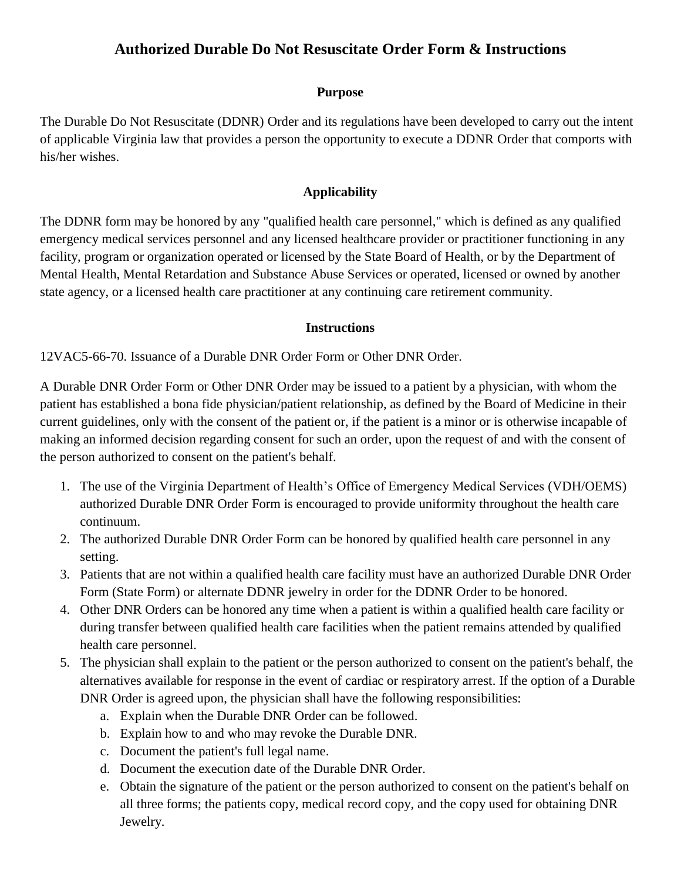# Authorized Durable Do Not Resuscitate Order Form & Instructions

### Purpose

The Durable Do Not Resuscitate (DDNR) Order and its regulations have been developed to carry out the intent of applicable Virginia law that provides a person the opportunity to execute a DDNR Order that comports with his/her wishes.

### Applicability

The DDNR form may be honored by any "qualified health care personnel," which is defined as any qualified emergency medical services personnel and any licensed healthcare provider or practitioner functioning in any facility, program or organization operated or licensed by the State Board of Health, or by the Department of Mental Health, Mental Retardation and Substance Abuse Services or operated, licensed or owned by another state agency, or a licensed health care practitioner at any continuing care retirement community.

### Instructions

12VAC5-66-70. Issuance of a Durable DNR Order Form or Other DNR Order.

A Durable DNR Order Form or Other DNR Order may be issued to a patient by a physician, with whom the patient has established a bona fide physician/patient relationship, as defined by the Board of Medicine in their current guidelines, only with the consent of the patient or, if the patient is a minor or is otherwise incapable of making an informed decision regarding consent for such an order, upon the request of and with the consent of the person authorized to consent on the patient's behalf.

1. The use of the Virginia Department of Health's Office of Emergency Medical Services (VDH/OEMS) authorized Durable DNR Order Form is encouraged to provide uniformity throughout the health care continuum.
2. The authorized Durable DNR Order Form can be honored by qualified health care personnel in any setting.
3. Patients that are not within a qualified health care facility must have an authorized Durable DNR Order Form (State Form) or alternate DDNR jewelry in order for the DDNR Order to be honored.
4. Other DNR Orders can be honored any time when a patient is within a qualified health care facility or during transfer between qualified health care facilities when the patient remains attended by qualified health care personnel.
5. The physician shall explain to the patient or the person authorized to consent on the patient's behalf, the alternatives available for response in the event of cardiac or respiratory arrest. If the option of a Durable DNR Order is agreed upon, the physician shall have the following responsibilities:
    a. Explain when the Durable DNR Order can be followed.
    b. Explain how to and who may revoke the Durable DNR.
    c. Document the patient's full legal name.
    d. Document the execution date of the Durable DNR Order.
    e. Obtain the signature of the patient or the person authorized to consent on the patient's behalf on all three forms; the patients copy, medical record copy, and the copy used for obtaining DNR Jewelry.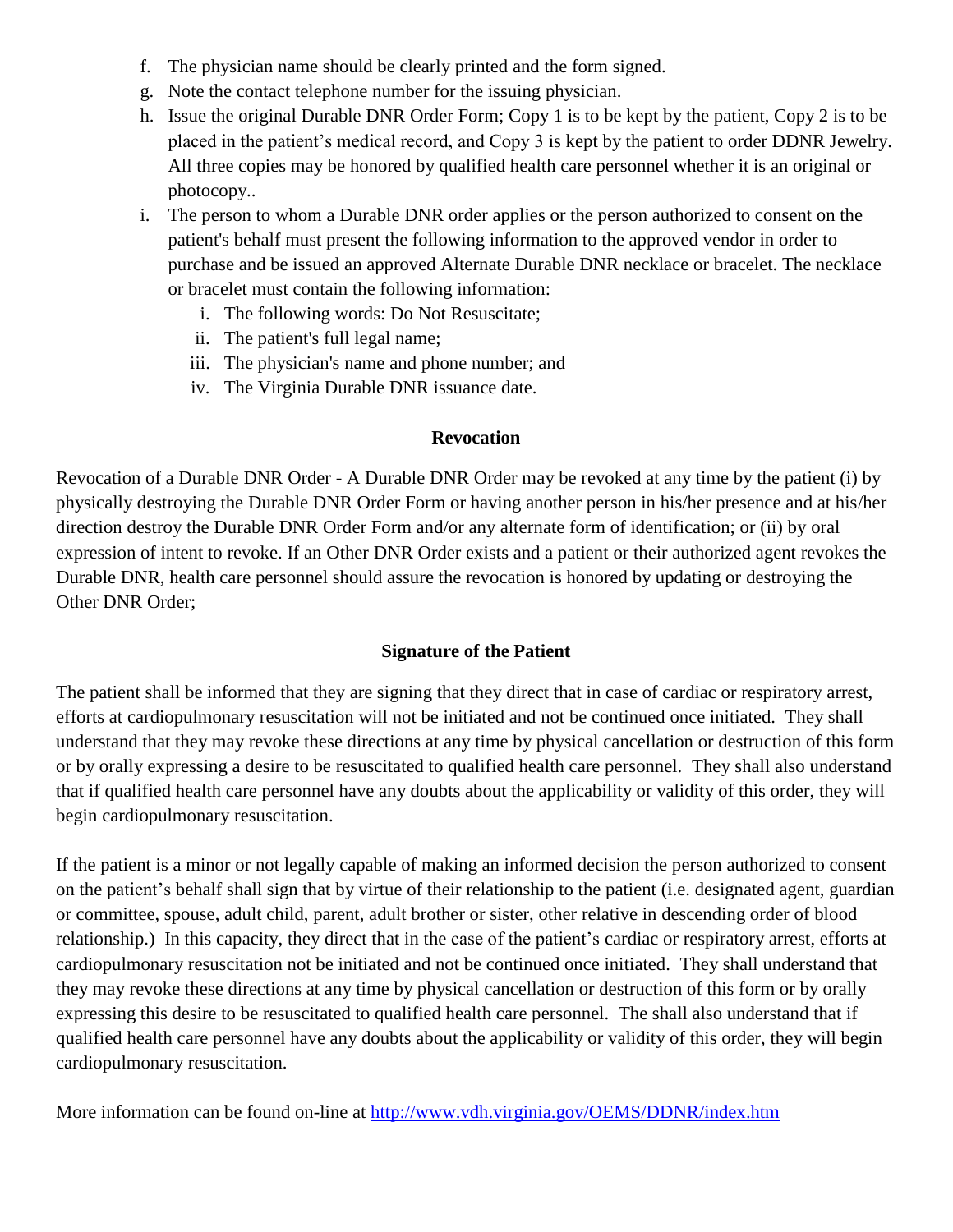f. The physician name should be clearly printed and the form signed.
g. Note the contact telephone number for the issuing physician.
h. Issue the original Durable DNR Order Form; Copy 1 is to be kept by the patient, Copy 2 is to be placed in the patient's medical record, and Copy 3 is kept by the patient to order DDNR Jewelry. All three copies may be honored by qualified health care personnel whether it is an original or photocopy..
i. The person to whom a Durable DNR order applies or the person authorized to consent on the patient's behalf must present the following information to the approved vendor in order to purchase and be issued an approved Alternate Durable DNR necklace or bracelet. The necklace or bracelet must contain the following information:
   i. The following words: Do Not Resuscitate;
   ii. The patient's full legal name;
   iii. The physician's name and phone number; and
   iv. The Virginia Durable DNR issuance date.

**Revocation**

Revocation of a Durable DNR Order - A Durable DNR Order may be revoked at any time by the patient (i) by physically destroying the Durable DNR Order Form or having another person in his/her presence and at his/her direction destroy the Durable DNR Order Form and/or any alternate form of identification; or (ii) by oral expression of intent to revoke. If an Other DNR Order exists and a patient or their authorized agent revokes the Durable DNR, health care personnel should assure the revocation is honored by updating or destroying the Other DNR Order;

**Signature of the Patient**

The patient shall be informed that they are signing that they direct that in case of cardiac or respiratory arrest, efforts at cardiopulmonary resuscitation will not be initiated and not be continued once initiated. They shall understand that they may revoke these directions at any time by physical cancellation or destruction of this form or by orally expressing a desire to be resuscitated to qualified health care personnel. They shall also understand that if qualified health care personnel have any doubts about the applicability or validity of this order, they will begin cardiopulmonary resuscitation.

If the patient is a minor or not legally capable of making an informed decision the person authorized to consent on the patient's behalf shall sign that by virtue of their relationship to the patient (i.e. designated agent, guardian or committee, spouse, adult child, parent, adult brother or sister, other relative in descending order of blood relationship.) In this capacity, they direct that in the case of the patient's cardiac or respiratory arrest, efforts at cardiopulmonary resuscitation not be initiated and not be continued once initiated. They shall understand that they may revoke these directions at any time by physical cancellation or destruction of this form or by orally expressing this desire to be resuscitated to qualified health care personnel. The shall also understand that if qualified health care personnel have any doubts about the applicability or validity of this order, they will begin cardiopulmonary resuscitation.

More information can be found on-line at [http://www.vdh.virginia.gov/OEMS/DDNR/index.htm](http://www.vdh.virginia.gov/OEMS/DDNR/index.htm)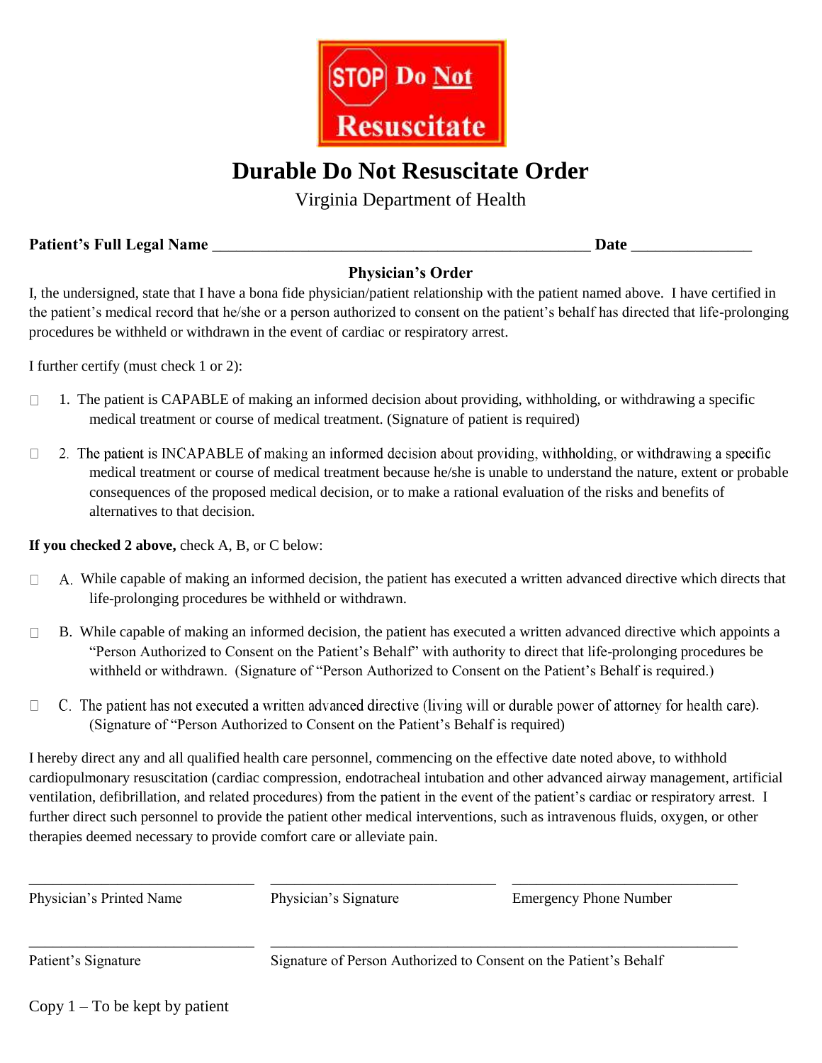**STOP Do Not Resuscitate**

# Durable Do Not Resuscitate Order

Virginia Department of Health

**Patient's Full Legal Name** ________________________________________________ **Date** _______________

**Physician's Order**

I, the undersigned, state that I have a bona fide physician/patient relationship with the patient named above. I have certified in the patient's medical record that he/she or a person authorized to consent on the patient's behalf has directed that life-prolonging procedures be withheld or withdrawn in the event of cardiac or respiratory arrest.

I further certify (must check 1 or 2):

☐ 1. The patient is CAPABLE of making an informed decision about providing, withholding, or withdrawing a specific medical treatment or course of medical treatment. (Signature of patient is required)

☐ 2. The patient is INCAPABLE of making an informed decision about providing, withholding, or withdrawing a specific medical treatment or course of medical treatment because he/she is unable to understand the nature, extent or probable consequences of the proposed medical decision, or to make a rational evaluation of the risks and benefits of alternatives to that decision.

**If you checked 2 above,** check A, B, or C below:

☐ A. While capable of making an informed decision, the patient has executed a written advanced directive which directs that life-prolonging procedures be withheld or withdrawn.

☐ B. While capable of making an informed decision, the patient has executed a written advanced directive which appoints a "Person Authorized to Consent on the Patient's Behalf" with authority to direct that life-prolonging procedures be withheld or withdrawn. (Signature of "Person Authorized to Consent on the Patient's Behalf is required.)

☐ C. The patient has not executed a written advanced directive (living will or durable power of attorney for health care). (Signature of "Person Authorized to Consent on the Patient's Behalf is required)

I hereby direct any and all qualified health care personnel, commencing on the effective date noted above, to withhold cardiopulmonary resuscitation (cardiac compression, endotracheal intubation and other advanced airway management, artificial ventilation, defibrillation, and related procedures) from the patient in the event of the patient's cardiac or respiratory arrest. I further direct such personnel to provide the patient other medical interventions, such as intravenous fluids, oxygen, or other therapies deemed necessary to provide comfort care or alleviate pain.

______________________________ ______________________________ ______________________________

Physician's Printed Name | Physician's Signature | Emergency Phone Number

______________________________ ____________________________________________________________

Patient's Signature | Signature of Person Authorized to Consent on the Patient's Behalf

Copy 1 – To be kept by patient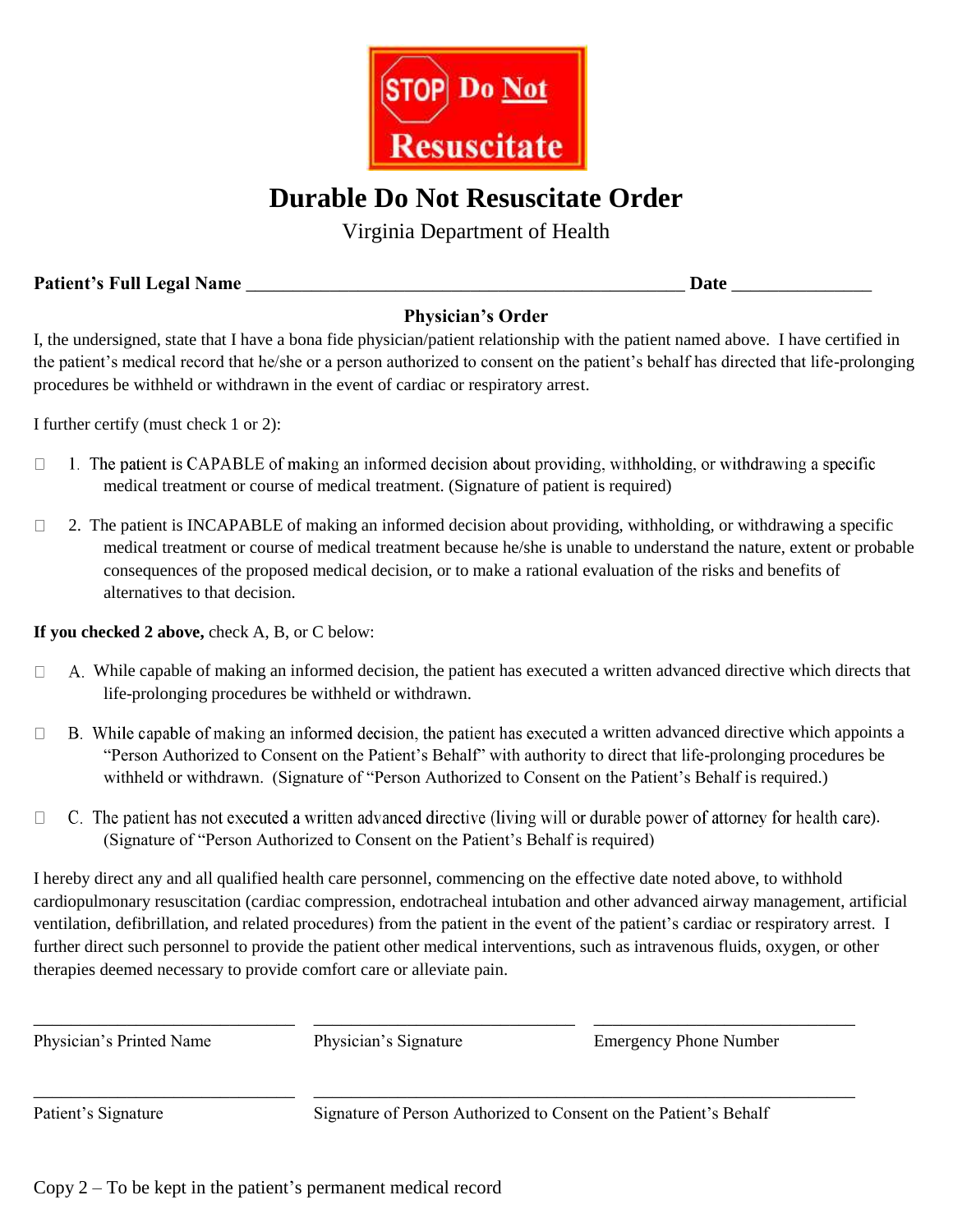STOP Do Not Resuscitate

# Durable Do Not Resuscitate Order

Virginia Department of Health

**Patient's Full Legal Name** ________________________________________________ **Date** _______________

### Physician's Order

I, the undersigned, state that I have a bona fide physician/patient relationship with the patient named above. I have certified in the patient's medical record that he/she or a person authorized to consent on the patient's behalf has directed that life-prolonging procedures be withheld or withdrawn in the event of cardiac or respiratory arrest.

I further certify (must check 1 or 2):

☐ 1. The patient is CAPABLE of making an informed decision about providing, withholding, or withdrawing a specific medical treatment or course of medical treatment. (Signature of patient is required)

☐ 2. The patient is INCAPABLE of making an informed decision about providing, withholding, or withdrawing a specific medical treatment or course of medical treatment because he/she is unable to understand the nature, extent or probable consequences of the proposed medical decision, or to make a rational evaluation of the risks and benefits of alternatives to that decision.

**If you checked 2 above,** check A, B, or C below:

☐ A. While capable of making an informed decision, the patient has executed a written advanced directive which directs that life-prolonging procedures be withheld or withdrawn.

☐ B. While capable of making an informed decision, the patient has executed a written advanced directive which appoints a "Person Authorized to Consent on the Patient's Behalf" with authority to direct that life-prolonging procedures be withheld or withdrawn. (Signature of "Person Authorized to Consent on the Patient's Behalf is required.)

☐ C. The patient has not executed a written advanced directive (living will or durable power of attorney for health care). (Signature of "Person Authorized to Consent on the Patient's Behalf is required)

I hereby direct any and all qualified health care personnel, commencing on the effective date noted above, to withhold cardiopulmonary resuscitation (cardiac compression, endotracheal intubation and other advanced airway management, artificial ventilation, defibrillation, and related procedures) from the patient in the event of the patient's cardiac or respiratory arrest. I further direct such personnel to provide the patient other medical interventions, such as intravenous fluids, oxygen, or other therapies deemed necessary to provide comfort care or alleviate pain.

_____________________________ _____________________________ _____________________________

Physician's Printed Name | Physician's Signature | Emergency Phone Number

_____________________________ _________________________________________________________

Patient's Signature | Signature of Person Authorized to Consent on the Patient's Behalf

Copy 2 – To be kept in the patient's permanent medical record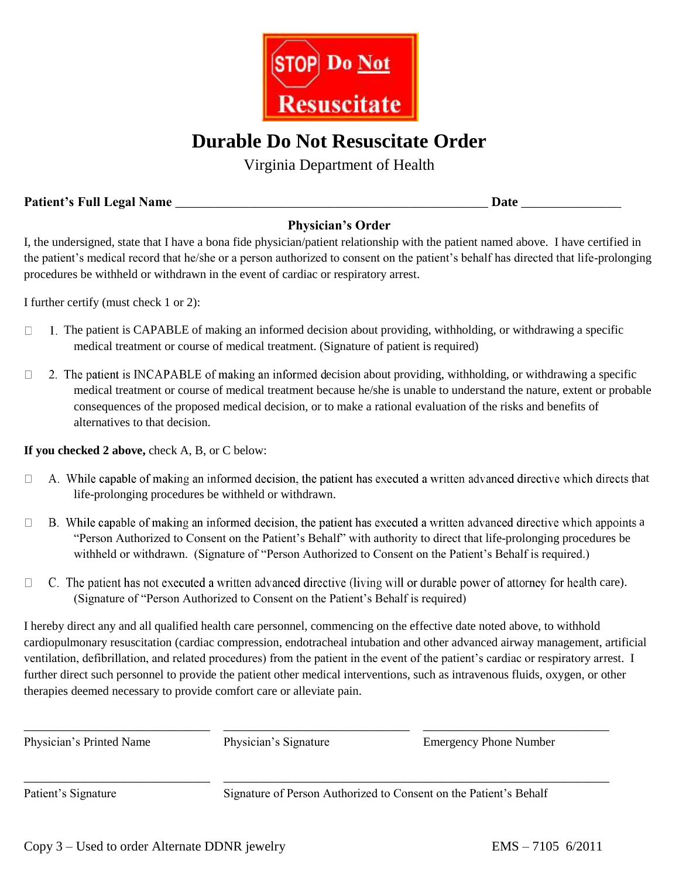STOP Do Not Resuscitate

# Durable Do Not Resuscitate Order

Virginia Department of Health

**Patient's Full Legal Name** ________________________________________________ **Date** _______________

**Physician's Order**

I, the undersigned, state that I have a bona fide physician/patient relationship with the patient named above. I have certified in the patient's medical record that he/she or a person authorized to consent on the patient's behalf has directed that life-prolonging procedures be withheld or withdrawn in the event of cardiac or respiratory arrest.

I further certify (must check 1 or 2):

☐ 1. The patient is CAPABLE of making an informed decision about providing, withholding, or withdrawing a specific medical treatment or course of medical treatment. (Signature of patient is required)

☐ 2. The patient is INCAPABLE of making an informed decision about providing, withholding, or withdrawing a specific medical treatment or course of medical treatment because he/she is unable to understand the nature, extent or probable consequences of the proposed medical decision, or to make a rational evaluation of the risks and benefits of alternatives to that decision.

**If you checked 2 above,** check A, B, or C below:

☐ A. While capable of making an informed decision, the patient has executed a written advanced directive which directs that life-prolonging procedures be withheld or withdrawn.

☐ B. While capable of making an informed decision, the patient has executed a written advanced directive which appoints a "Person Authorized to Consent on the Patient's Behalf" with authority to direct that life-prolonging procedures be withheld or withdrawn. (Signature of "Person Authorized to Consent on the Patient's Behalf is required.)

☐ C. The patient has not executed a written advanced directive (living will or durable power of attorney for health care). (Signature of "Person Authorized to Consent on the Patient's Behalf is required)

I hereby direct any and all qualified health care personnel, commencing on the effective date noted above, to withhold cardiopulmonary resuscitation (cardiac compression, endotracheal intubation and other advanced airway management, artificial ventilation, defibrillation, and related procedures) from the patient in the event of the patient's cardiac or respiratory arrest. I further direct such personnel to provide the patient other medical interventions, such as intravenous fluids, oxygen, or other therapies deemed necessary to provide comfort care or alleviate pain.

______________________________ ______________________________ ______________________________

Physician's Printed Name | Physician's Signature | Emergency Phone Number

______________________________ ____________________________________________________________

Patient's Signature | Signature of Person Authorized to Consent on the Patient's Behalf

Copy 3 – Used to order Alternate DDNR jewelry

EMS – 7105 6/2011